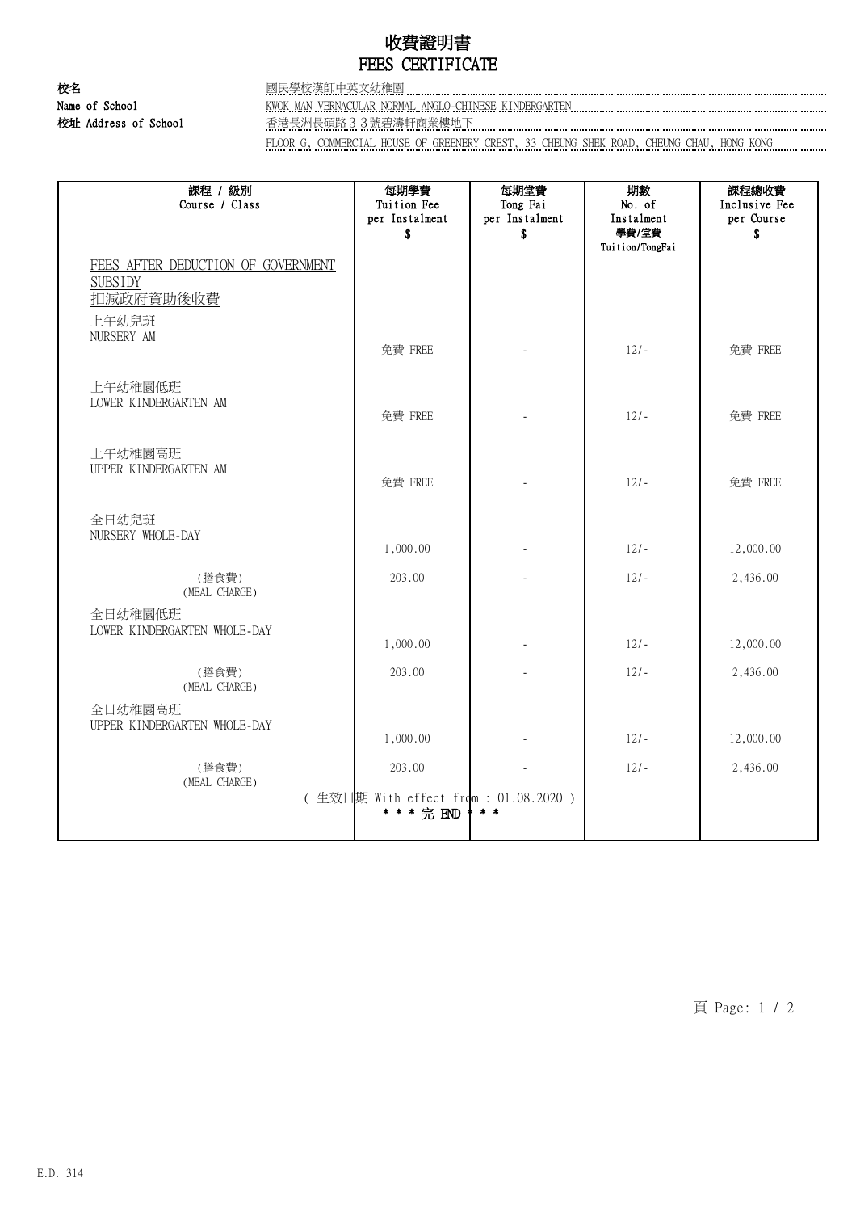# 收費證明書
# FEES CERTIFICATE

**校名** 國民學校漢師中英文幼稚園
**Name of School** KWOK MAN VERNACULAR NORMAL ANGLO-CHINESE KINDERGARTEN
**校址 Address of School** 香港長洲長碩路３３號碧濤軒商業樓地下
FLOOR G, COMMERCIAL HOUSE OF GREENERY CREST, 33 CHEUNG SHEK ROAD, CHEUNG CHAU, HONG KONG

| 課程 / 級別 Course / Class | 每期學費 Tuition Fee per Instalment | 每期堂費 Tong Fai per Instalment | 期數 No. of Instalment | 課程總收費 Inclusive Fee per Course |
|---|---|---|---|---|
| | $ | $ | 學費/堂費 Tuition/TongFai | $ |
| FEES AFTER DEDUCTION OF GOVERNMENT SUBSIDY 扣減政府資助後收費 | | | | |
| 上午幼兒班 NURSERY AM | 免費 FREE | - | 12/- | 免費 FREE |
| 上午幼稚園低班 LOWER KINDERGARTEN AM | 免費 FREE | - | 12/- | 免費 FREE |
| 上午幼稚園高班 UPPER KINDERGARTEN AM | 免費 FREE | - | 12/- | 免費 FREE |
| 全日幼兒班 NURSERY WHOLE-DAY | 1,000.00 | - | 12/- | 12,000.00 |
| (膳食費) (MEAL CHARGE) | 203.00 | - | 12/- | 2,436.00 |
| 全日幼稚園低班 LOWER KINDERGARTEN WHOLE-DAY | 1,000.00 | - | 12/- | 12,000.00 |
| (膳食費) (MEAL CHARGE) | 203.00 | - | 12/- | 2,436.00 |
| 全日幼稚園高班 UPPER KINDERGARTEN WHOLE-DAY | 1,000.00 | - | 12/- | 12,000.00 |
| (膳食費) (MEAL CHARGE) | 203.00 | - | 12/- | 2,436.00 |

( 生效日期 With effect from : 01.08.2020 )

* * * 完 END * * *

E.D. 314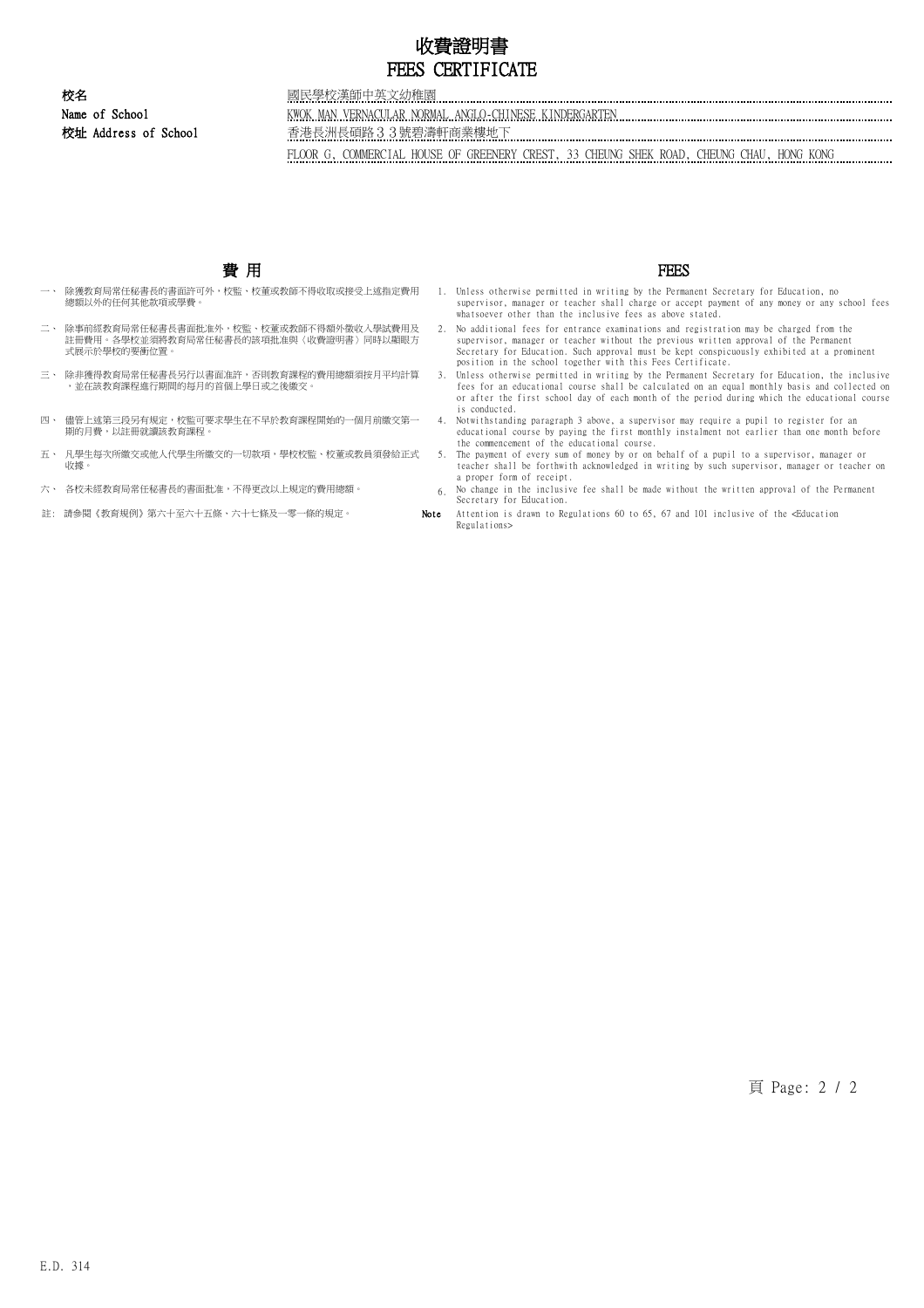# 收費證明書
# FEES CERTIFICATE

| | |
|---|---|
| **校名** | 國民學校漢師中英文幼稚園 |
| **Name of School** | KWOK MAN VERNACULAR NORMAL ANGLO-CHINESE KINDERGARTEN |
| **校址 Address of School** | 香港長洲長碩路３３號碧濤軒商業樓地下 |
| | FLOOR G, COMMERCIAL HOUSE OF GREENERY CREST, 33 CHEUNG SHEK ROAD, CHEUNG CHAU, HONG KONG |

## 費 用

一、 除獲教育局常任秘書長的書面許可外，校監、校董或教師不得收取或接受上述指定費用總額以外的任何其他款項或學費。

二、 除事前經教育局常任秘書長書面批准外，校監、校董或教師不得額外徵收入學試費用及註冊費用。各學校並須將教育局常任秘書長的該項批准與〈收費證明書〉同時以顯眼方式展示於學校的要衝位置。

三、 除非獲得教育局常任秘書長另行以書面准許，否則教育課程的費用總額須按月平均計算，並在該教育課程進行期間的每月的首個上學日或之後繳交。

四、 儘管上述第三段另有規定，校監可要求學生在不早於教育課程開始的一個月前繳交第一期的月費，以註冊就讀該教育課程。

五、 凡學生每次所繳交或他人代學生所繳交的一切款項，學校校監、校董或教員須發給正式收據。

六、 各校未經教育局常任秘書長的書面批准，不得更改以上規定的費用總額。

註: 請參閱《教育規例》第六十至六十五條、六十七條及一零一條的規定。

## FEES

1. Unless otherwise permitted in writing by the Permanent Secretary for Education, no supervisor, manager or teacher shall charge or accept payment of any money or any school fees whatsoever other than the inclusive fees as above stated.
2. No additional fees for entrance examinations and registration may be charged from the supervisor, manager or teacher without the previous written approval of the Permanent Secretary for Education. Such approval must be kept conspicuously exhibited at a prominent position in the school together with this Fees Certificate.
3. Unless otherwise permitted in writing by the Permanent Secretary for Education, the inclusive fees for an educational course shall be calculated on an equal monthly basis and collected on or after the first school day of each month of the period during which the educational course is conducted.
4. Notwithstanding paragraph 3 above, a supervisor may require a pupil to register for an educational course by paying the first monthly instalment not earlier than one month before the commencement of the educational course.
5. The payment of every sum of money by or on behalf of a pupil to a supervisor, manager or teacher shall be forthwith acknowledged in writing by such supervisor, manager or teacher on a proper form of receipt.
6. No change in the inclusive fee shall be made without the written approval of the Permanent Secretary for Education.

**Note** Attention is drawn to Regulations 60 to 65, 67 and 101 inclusive of the <Education Regulations>

E.D. 314